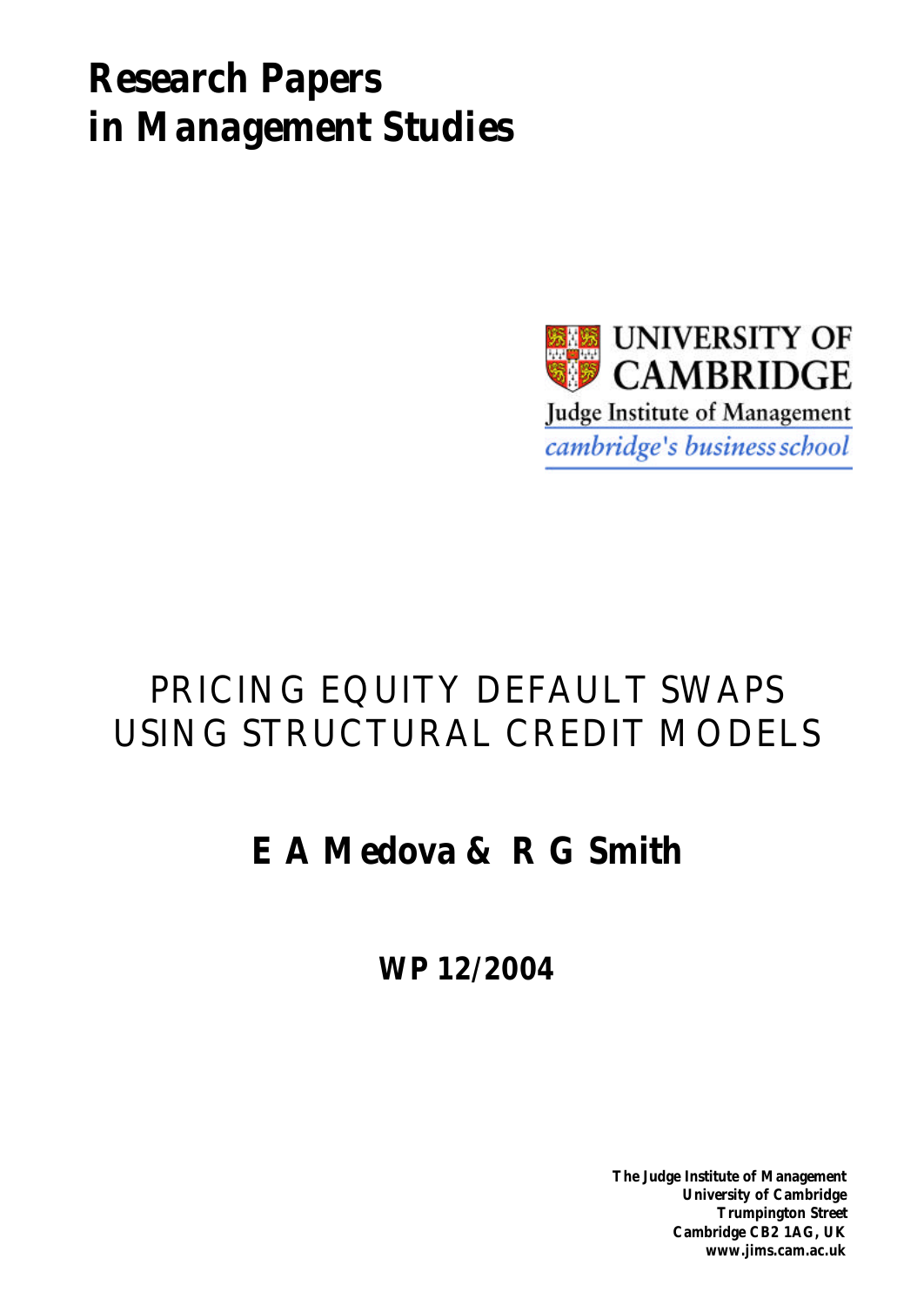# Research Papers in Management Studies

UNIVERSITY OF CAMBRIDGE

Judge Institute of Management

*cambridge's business school*

## PRICING EQUITY DEFAULT SWAPS USING STRUCTURAL CREDIT MODELS

**E A Medova & R G Smith**

**WP 12/2004**

**The Judge Institute of Management**
**University of Cambridge**
**Trumpington Street**
**Cambridge CB2 1AG, UK**
**www.jims.cam.ac.uk**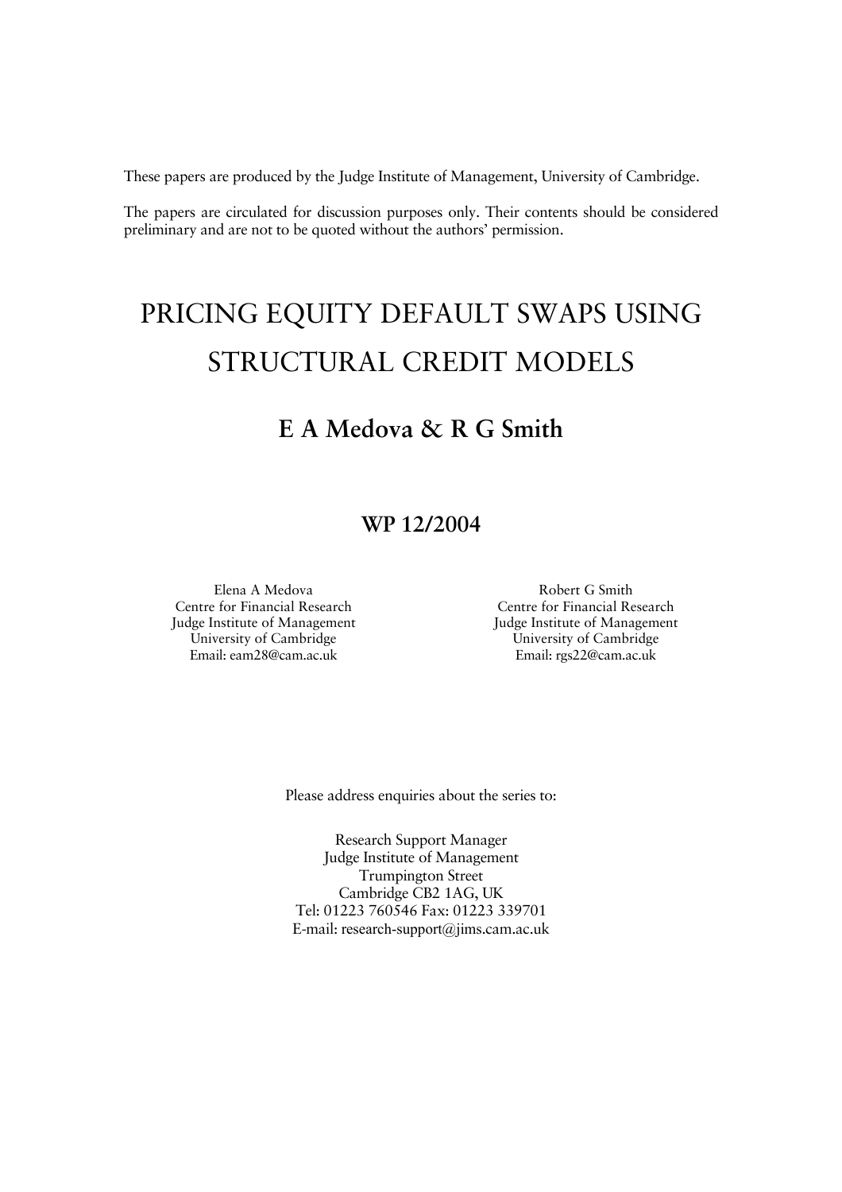These papers are produced by the Judge Institute of Management, University of Cambridge.

The papers are circulated for discussion purposes only. Their contents should be considered preliminary and are not to be quoted without the authors' permission.

# PRICING EQUITY DEFAULT SWAPS USING STRUCTURAL CREDIT MODELS

## E A Medova & R G Smith

### WP 12/2004

Elena A Medova
Centre for Financial Research
Judge Institute of Management
University of Cambridge
Email: eam28@cam.ac.uk

Robert G Smith
Centre for Financial Research
Judge Institute of Management
University of Cambridge
Email: rgs22@cam.ac.uk

Please address enquiries about the series to:

Research Support Manager
Judge Institute of Management
Trumpington Street
Cambridge CB2 1AG, UK
Tel: 01223 760546 Fax: 01223 339701
E-mail: research-support@jims.cam.ac.uk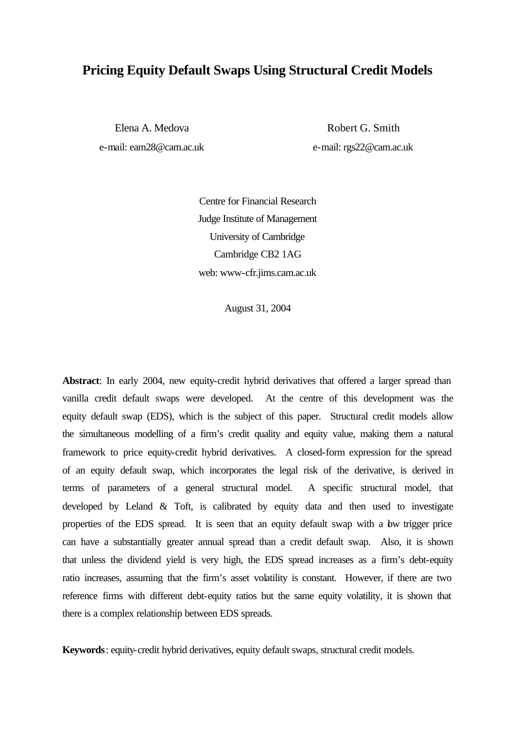# Pricing Equity Default Swaps Using Structural Credit Models

Elena A. Medova
e-mail: eam28@cam.ac.uk

Robert G. Smith
e-mail: rgs22@cam.ac.uk

Centre for Financial Research
Judge Institute of Management
University of Cambridge
Cambridge CB2 1AG
web: www-cfr.jims.cam.ac.uk

August 31, 2004

**Abstract**: In early 2004, new equity-credit hybrid derivatives that offered a larger spread than vanilla credit default swaps were developed. At the centre of this development was the equity default swap (EDS), which is the subject of this paper. Structural credit models allow the simultaneous modelling of a firm's credit quality and equity value, making them a natural framework to price equity-credit hybrid derivatives. A closed-form expression for the spread of an equity default swap, which incorporates the legal risk of the derivative, is derived in terms of parameters of a general structural model. A specific structural model, that developed by Leland & Toft, is calibrated by equity data and then used to investigate properties of the EDS spread. It is seen that an equity default swap with a low trigger price can have a substantially greater annual spread than a credit default swap. Also, it is shown that unless the dividend yield is very high, the EDS spread increases as a firm's debt-equity ratio increases, assuming that the firm's asset volatility is constant. However, if there are two reference firms with different debt-equity ratios but the same equity volatility, it is shown that there is a complex relationship between EDS spreads.

**Keywords**: equity-credit hybrid derivatives, equity default swaps, structural credit models.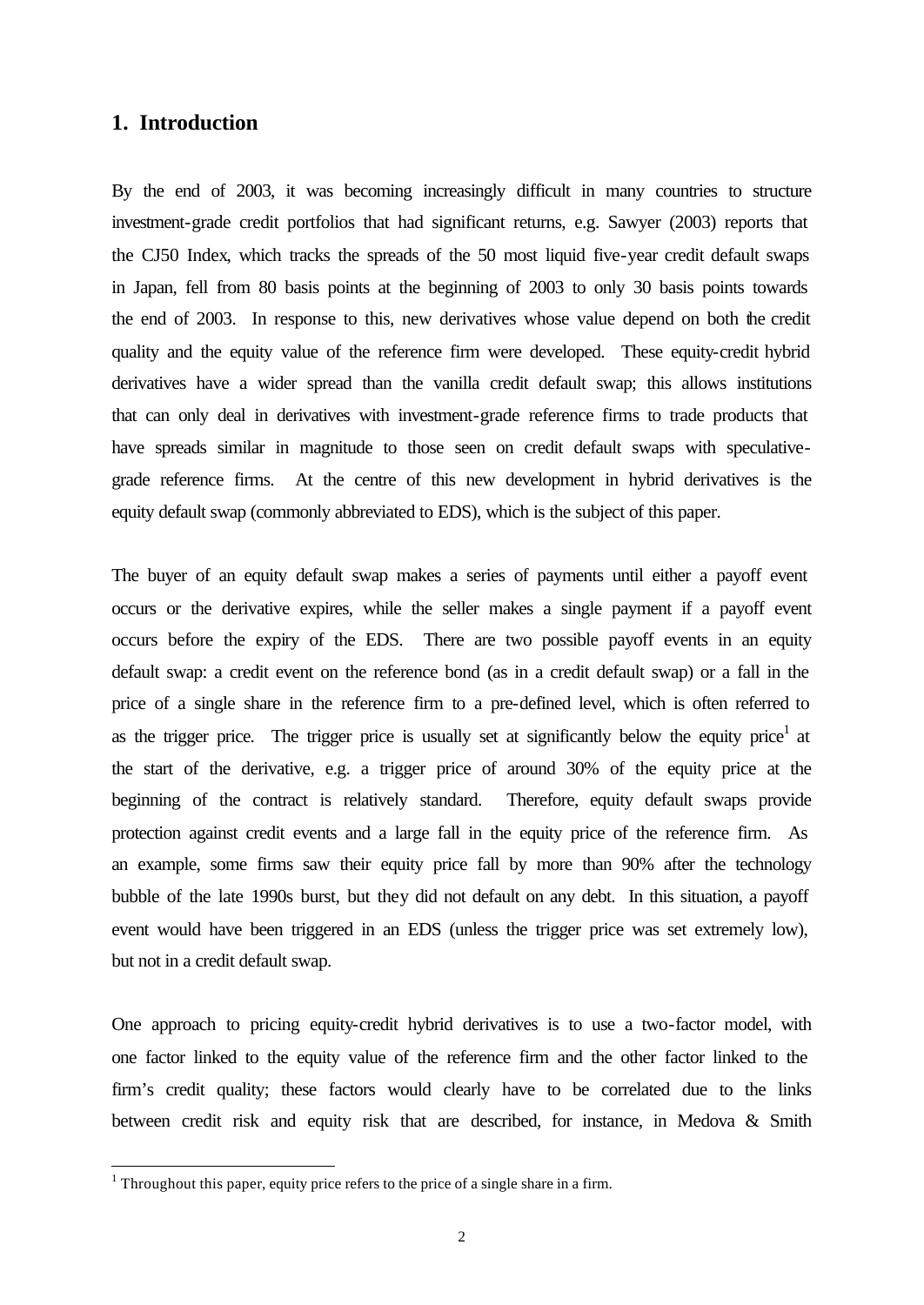## 1. Introduction

By the end of 2003, it was becoming increasingly difficult in many countries to structure investment-grade credit portfolios that had significant returns, e.g. Sawyer (2003) reports that the CJ50 Index, which tracks the spreads of the 50 most liquid five-year credit default swaps in Japan, fell from 80 basis points at the beginning of 2003 to only 30 basis points towards the end of 2003. In response to this, new derivatives whose value depend on both the credit quality and the equity value of the reference firm were developed. These equity-credit hybrid derivatives have a wider spread than the vanilla credit default swap; this allows institutions that can only deal in derivatives with investment-grade reference firms to trade products that have spreads similar in magnitude to those seen on credit default swaps with speculative-grade reference firms. At the centre of this new development in hybrid derivatives is the equity default swap (commonly abbreviated to EDS), which is the subject of this paper.

The buyer of an equity default swap makes a series of payments until either a payoff event occurs or the derivative expires, while the seller makes a single payment if a payoff event occurs before the expiry of the EDS. There are two possible payoff events in an equity default swap: a credit event on the reference bond (as in a credit default swap) or a fall in the price of a single share in the reference firm to a pre-defined level, which is often referred to as the trigger price. The trigger price is usually set at significantly below the equity price[1] at the start of the derivative, e.g. a trigger price of around 30% of the equity price at the beginning of the contract is relatively standard. Therefore, equity default swaps provide protection against credit events and a large fall in the equity price of the reference firm. As an example, some firms saw their equity price fall by more than 90% after the technology bubble of the late 1990s burst, but they did not default on any debt. In this situation, a payoff event would have been triggered in an EDS (unless the trigger price was set extremely low), but not in a credit default swap.

One approach to pricing equity-credit hybrid derivatives is to use a two-factor model, with one factor linked to the equity value of the reference firm and the other factor linked to the firm's credit quality; these factors would clearly have to be correlated due to the links between credit risk and equity risk that are described, for instance, in Medova & Smith

[1] Throughout this paper, equity price refers to the price of a single share in a firm.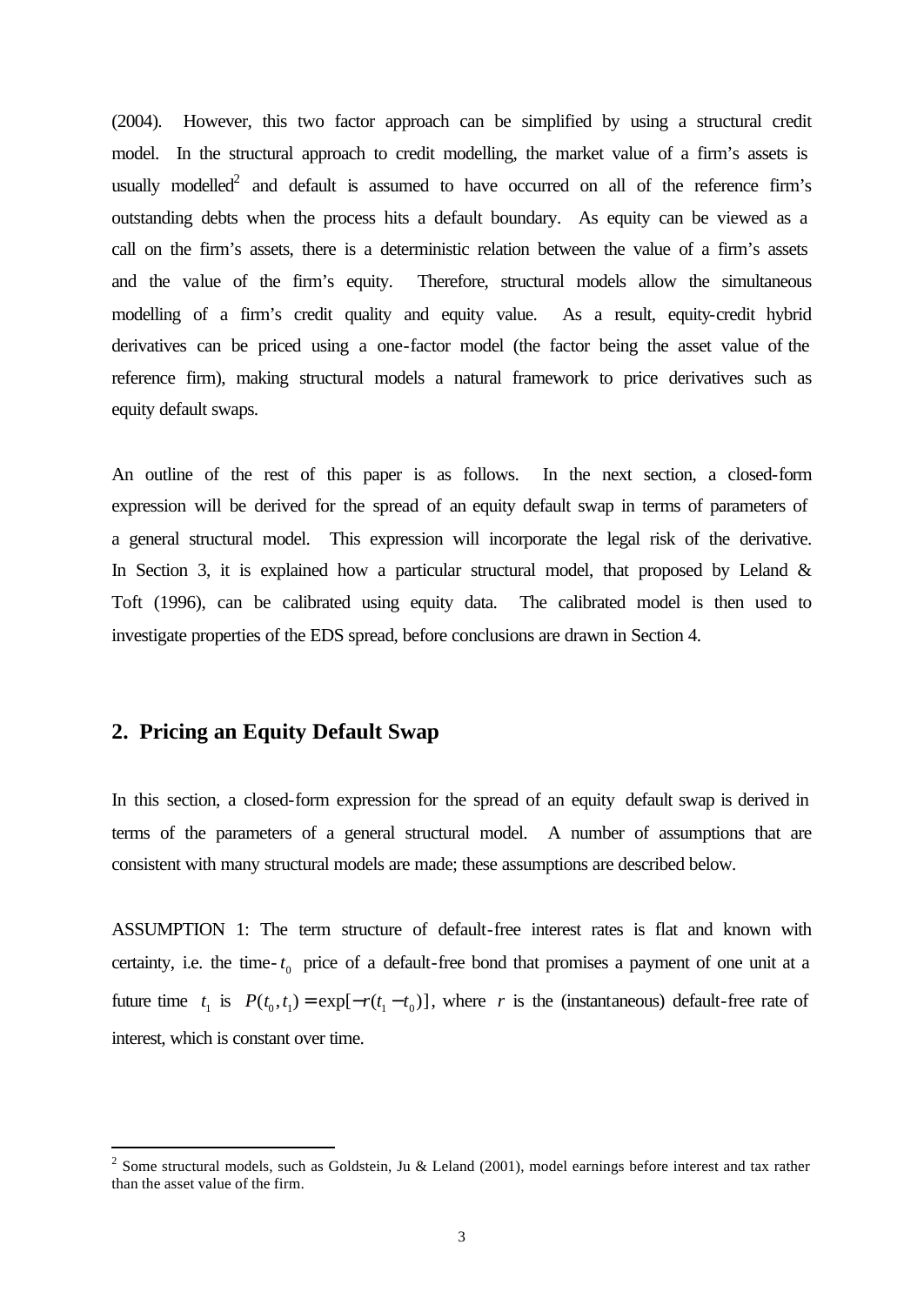(2004). However, this two factor approach can be simplified by using a structural credit model. In the structural approach to credit modelling, the market value of a firm's assets is usually modelled[2] and default is assumed to have occurred on all of the reference firm's outstanding debts when the process hits a default boundary. As equity can be viewed as a call on the firm's assets, there is a deterministic relation between the value of a firm's assets and the value of the firm's equity. Therefore, structural models allow the simultaneous modelling of a firm's credit quality and equity value. As a result, equity-credit hybrid derivatives can be priced using a one-factor model (the factor being the asset value of the reference firm), making structural models a natural framework to price derivatives such as equity default swaps.

An outline of the rest of this paper is as follows. In the next section, a closed-form expression will be derived for the spread of an equity default swap in terms of parameters of a general structural model. This expression will incorporate the legal risk of the derivative. In Section 3, it is explained how a particular structural model, that proposed by Leland & Toft (1996), can be calibrated using equity data. The calibrated model is then used to investigate properties of the EDS spread, before conclusions are drawn in Section 4.

## 2. Pricing an Equity Default Swap

In this section, a closed-form expression for the spread of an equity default swap is derived in terms of the parameters of a general structural model. A number of assumptions that are consistent with many structural models are made; these assumptions are described below.

ASSUMPTION 1: The term structure of default-free interest rates is flat and known with certainty, i.e. the time-$t_0$ price of a default-free bond that promises a payment of one unit at a future time $t_1$ is $P(t_0, t_1) = \exp[-r(t_1 - t_0)]$, where $r$ is the (instantaneous) default-free rate of interest, which is constant over time.

[2] Some structural models, such as Goldstein, Ju & Leland (2001), model earnings before interest and tax rather than the asset value of the firm.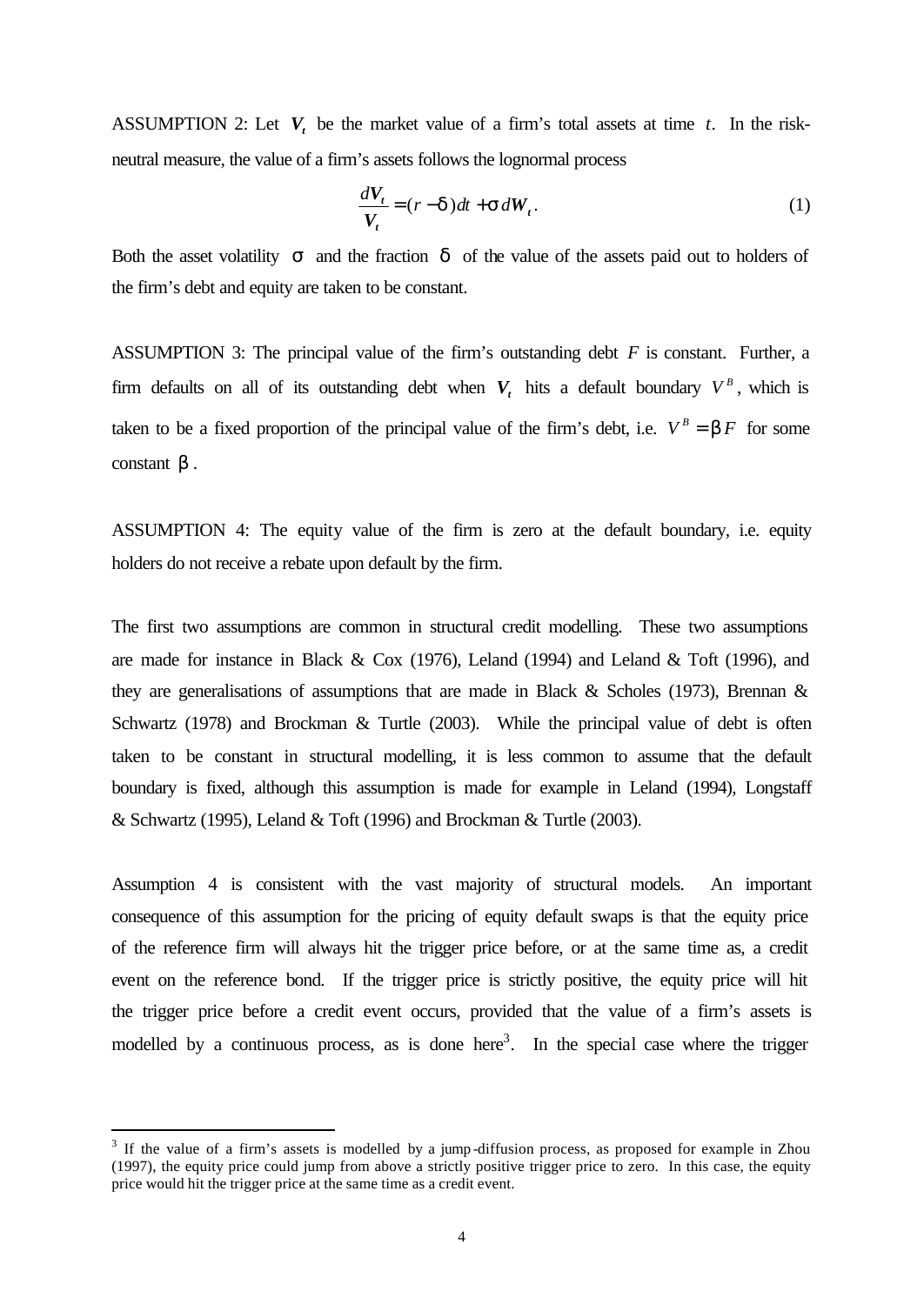ASSUMPTION 2: Let $\boldsymbol{V}_t$ be the market value of a firm's total assets at time $t$. In the risk-neutral measure, the value of a firm's assets follows the lognormal process

$$\frac{d\boldsymbol{V}_t}{\boldsymbol{V}_t} = (r - \delta)\,dt + \sigma\, d\boldsymbol{W}_t. \tag{1}$$

Both the asset volatility $\sigma$ and the fraction $\delta$ of the value of the assets paid out to holders of the firm's debt and equity are taken to be constant.

ASSUMPTION 3: The principal value of the firm's outstanding debt $F$ is constant. Further, a firm defaults on all of its outstanding debt when $\boldsymbol{V}_t$ hits a default boundary $V^B$, which is taken to be a fixed proportion of the principal value of the firm's debt, i.e. $V^B = \beta F$ for some constant $\beta$.

ASSUMPTION 4: The equity value of the firm is zero at the default boundary, i.e. equity holders do not receive a rebate upon default by the firm.

The first two assumptions are common in structural credit modelling. These two assumptions are made for instance in Black & Cox (1976), Leland (1994) and Leland & Toft (1996), and they are generalisations of assumptions that are made in Black & Scholes (1973), Brennan & Schwartz (1978) and Brockman & Turtle (2003). While the principal value of debt is often taken to be constant in structural modelling, it is less common to assume that the default boundary is fixed, although this assumption is made for example in Leland (1994), Longstaff & Schwartz (1995), Leland & Toft (1996) and Brockman & Turtle (2003).

Assumption 4 is consistent with the vast majority of structural models. An important consequence of this assumption for the pricing of equity default swaps is that the equity price of the reference firm will always hit the trigger price before, or at the same time as, a credit event on the reference bond. If the trigger price is strictly positive, the equity price will hit the trigger price before a credit event occurs, provided that the value of a firm's assets is modelled by a continuous process, as is done here[3]. In the special case where the trigger

[3] If the value of a firm's assets is modelled by a jump-diffusion process, as proposed for example in Zhou (1997), the equity price could jump from above a strictly positive trigger price to zero. In this case, the equity price would hit the trigger price at the same time as a credit event.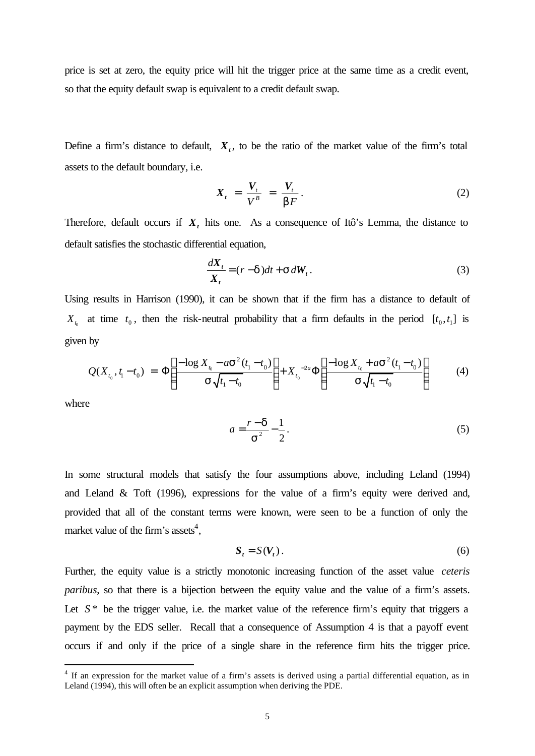price is set at zero, the equity price will hit the trigger price at the same time as a credit event, so that the equity default swap is equivalent to a credit default swap.

Define a firm's distance to default, $\boldsymbol{X}_t$, to be the ratio of the market value of the firm's total assets to the default boundary, i.e.

$$\boldsymbol{X}_t = \frac{\boldsymbol{V}_t}{V^B} = \frac{\boldsymbol{V}_t}{\beta F}. \tag{2}$$

Therefore, default occurs if $\boldsymbol{X}_t$ hits one. As a consequence of Itô's Lemma, the distance to default satisfies the stochastic differential equation,

$$\frac{d\boldsymbol{X}_t}{\boldsymbol{X}_t} = (r - \delta)dt + \sigma\, d\boldsymbol{W}_t. \tag{3}$$

Using results in Harrison (1990), it can be shown that if the firm has a distance to default of $X_{t_0}$ at time $t_0$, then the risk-neutral probability that a firm defaults in the period $[t_0, t_1]$ is given by

$$Q(X_{t_0}, t_1 - t_0) = \Phi\left(\frac{-\log X_{t_0} - a\sigma^2(t_1 - t_0)}{\sigma\sqrt{t_1 - t_0}}\right) + X_{t_0}^{-2a}\Phi\left(\frac{-\log X_{t_0} + a\sigma^2(t_1 - t_0)}{\sigma\sqrt{t_1 - t_0}}\right) \tag{4}$$

where

$$a = \frac{r - \delta}{\sigma^2} - \frac{1}{2}. \tag{5}$$

In some structural models that satisfy the four assumptions above, including Leland (1994) and Leland & Toft (1996), expressions for the value of a firm's equity were derived and, provided that all of the constant terms were known, were seen to be a function of only the market value of the firm's assets[4],

$$\boldsymbol{S}_t = S(\boldsymbol{V}_t). \tag{6}$$

Further, the equity value is a strictly monotonic increasing function of the asset value *ceteris paribus*, so that there is a bijection between the equity value and the value of a firm's assets. Let $S^*$ be the trigger value, i.e. the market value of the reference firm's equity that triggers a payment by the EDS seller. Recall that a consequence of Assumption 4 is that a payoff event occurs if and only if the price of a single share in the reference firm hits the trigger price.

[4] If an expression for the market value of a firm's assets is derived using a partial differential equation, as in Leland (1994), this will often be an explicit assumption when deriving the PDE.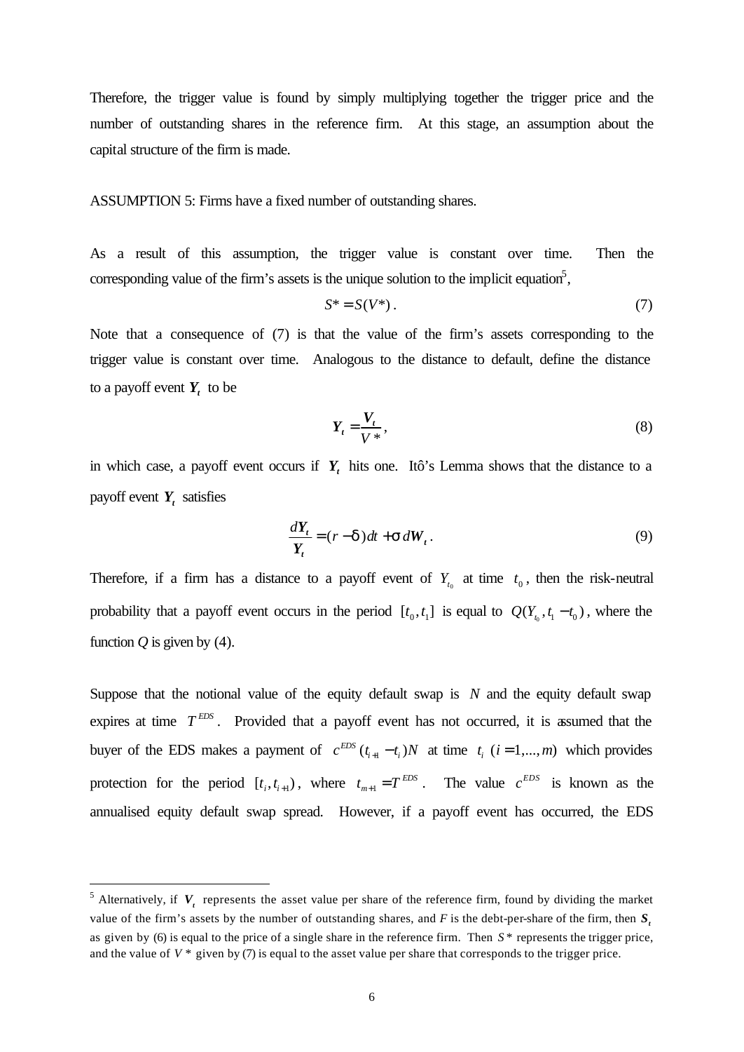Therefore, the trigger value is found by simply multiplying together the trigger price and the number of outstanding shares in the reference firm. At this stage, an assumption about the capital structure of the firm is made.

ASSUMPTION 5: Firms have a fixed number of outstanding shares.

As a result of this assumption, the trigger value is constant over time. Then the corresponding value of the firm's assets is the unique solution to the implicit equation[5],

$$S^* = S(V^*)\,. \tag{7}$$

Note that a consequence of (7) is that the value of the firm's assets corresponding to the trigger value is constant over time. Analogous to the distance to default, define the distance to a payoff event $\boldsymbol{Y_t}$ to be

$$\boldsymbol{Y_t} = \frac{\boldsymbol{V_t}}{V^*}\,, \tag{8}$$

in which case, a payoff event occurs if $\boldsymbol{Y_t}$ hits one. Itô's Lemma shows that the distance to a payoff event $\boldsymbol{Y_t}$ satisfies

$$\frac{d\boldsymbol{Y_t}}{\boldsymbol{Y_t}} = (r - \delta)\,dt + \sigma\, d\boldsymbol{W_t}\,. \tag{9}$$

Therefore, if a firm has a distance to a payoff event of $Y_{t_0}$ at time $t_0$, then the risk-neutral probability that a payoff event occurs in the period $[t_0, t_1]$ is equal to $Q(Y_{t_0}, t_1 - t_0)$, where the function $Q$ is given by (4).

Suppose that the notional value of the equity default swap is $N$ and the equity default swap expires at time $T^{EDS}$. Provided that a payoff event has not occurred, it is assumed that the buyer of the EDS makes a payment of $c^{EDS}(t_{i+1} - t_i)N$ at time $t_i$ $(i = 1, \ldots, m)$ which provides protection for the period $[t_i, t_{i+1})$, where $t_{m+1} = T^{EDS}$. The value $c^{EDS}$ is known as the annualised equity default swap spread. However, if a payoff event has occurred, the EDS

---

[5] Alternatively, if $\boldsymbol{V_t}$ represents the asset value per share of the reference firm, found by dividing the market value of the firm's assets by the number of outstanding shares, and $F$ is the debt-per-share of the firm, then $\boldsymbol{S_t}$ as given by (6) is equal to the price of a single share in the reference firm. Then $S^*$ represents the trigger price, and the value of $V^*$ given by (7) is equal to the asset value per share that corresponds to the trigger price.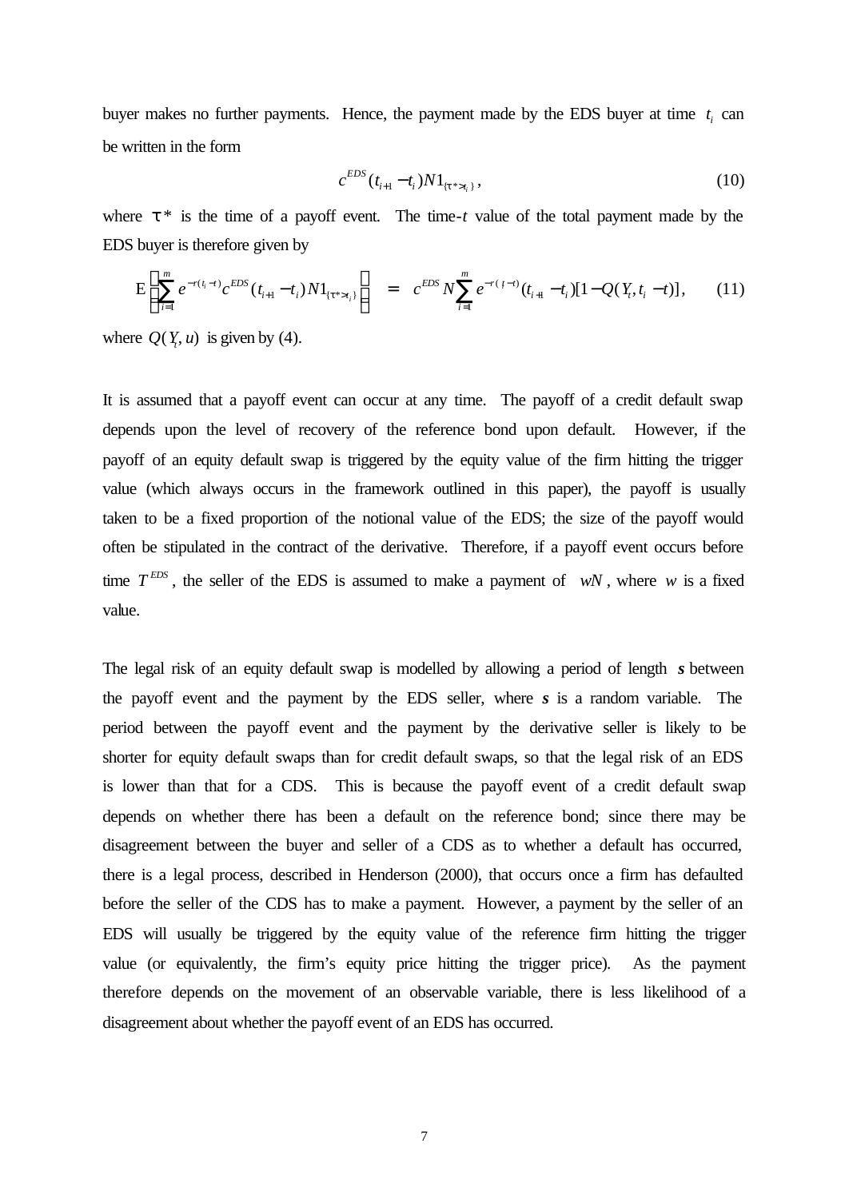buyer makes no further payments. Hence, the payment made by the EDS buyer at time $t_i$ can be written in the form

$$c^{EDS}(t_{i+1} - t_i)N1_{\{\tau^* > t_i\}}, \tag{10}$$

where $\tau^*$ is the time of a payoff event. The time-*t* value of the total payment made by the EDS buyer is therefore given by

$$\mathrm{E}\left[\sum_{i=1}^{m} e^{-r(t_i - t)} c^{EDS}(t_{i+1} - t_i)N1_{\{\tau^* > t_i\}}\right] = c^{EDS} N \sum_{i=1}^{m} e^{-r(t_i - t)}(t_{i+1} - t_i)[1 - Q(Y_t, t_i - t)], \tag{11}$$

where $Q(Y_t, u)$ is given by (4).

It is assumed that a payoff event can occur at any time. The payoff of a credit default swap depends upon the level of recovery of the reference bond upon default. However, if the payoff of an equity default swap is triggered by the equity value of the firm hitting the trigger value (which always occurs in the framework outlined in this paper), the payoff is usually taken to be a fixed proportion of the notional value of the EDS; the size of the payoff would often be stipulated in the contract of the derivative. Therefore, if a payoff event occurs before time $T^{EDS}$, the seller of the EDS is assumed to make a payment of $wN$, where $w$ is a fixed value.

The legal risk of an equity default swap is modelled by allowing a period of length $\boldsymbol{s}$ between the payoff event and the payment by the EDS seller, where $\boldsymbol{s}$ is a random variable. The period between the payoff event and the payment by the derivative seller is likely to be shorter for equity default swaps than for credit default swaps, so that the legal risk of an EDS is lower than that for a CDS. This is because the payoff event of a credit default swap depends on whether there has been a default on the reference bond; since there may be disagreement between the buyer and seller of a CDS as to whether a default has occurred, there is a legal process, described in Henderson (2000), that occurs once a firm has defaulted before the seller of the CDS has to make a payment. However, a payment by the seller of an EDS will usually be triggered by the equity value of the reference firm hitting the trigger value (or equivalently, the firm's equity price hitting the trigger price). As the payment therefore depends on the movement of an observable variable, there is less likelihood of a disagreement about whether the payoff event of an EDS has occurred.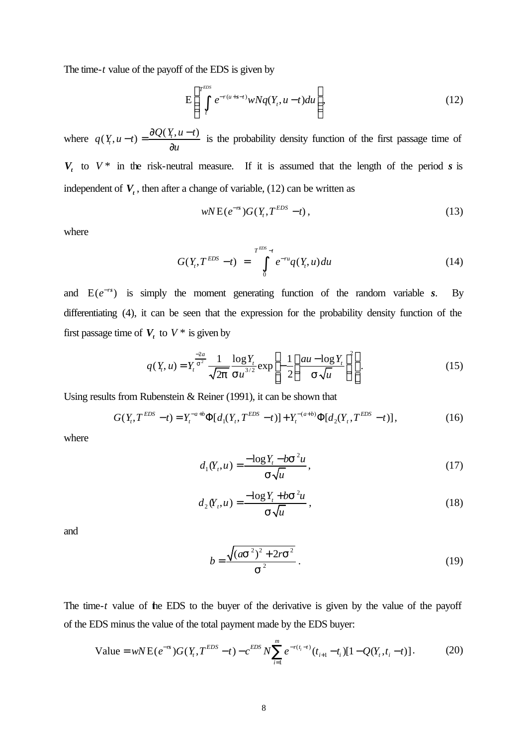The time-$t$ value of the payoff of the EDS is given by

$$\mathrm{E}\left[\int_{t}^{T^{EDS}} e^{-r(u+s-t)} wNq(Y_t, u-t)du\right], \tag{12}$$

where $q(Y_t, u-t) = \dfrac{\partial Q(Y_t, u-t)}{\partial u}$ is the probability density function of the first passage time of $\boldsymbol{V_t}$ to $V^*$ in the risk-neutral measure. If it is assumed that the length of the period $\boldsymbol{s}$ is independent of $\boldsymbol{V_t}$, then after a change of variable, (12) can be written as

$$wN\,\mathrm{E}(e^{-rs})G(Y_t, T^{EDS} - t), \tag{13}$$

where

$$G(Y_t, T^{EDS} - t) = \int_{0}^{T^{EDS}-t} e^{-ru} q(Y_t, u)du \tag{14}$$

and $\mathrm{E}(e^{-rs})$ is simply the moment generating function of the random variable $\boldsymbol{s}$. By differentiating (4), it can be seen that the expression for the probability density function of the first passage time of $\boldsymbol{V_t}$ to $V^*$ is given by

$$q(Y_t, u) = Y_t^{\frac{-2a}{\sigma^2}} \frac{1}{\sqrt{2\pi}} \frac{\log Y_t}{\sigma u^{3/2}} \exp\left[-\frac{1}{2}\left(\frac{au - \log Y_t}{\sigma\sqrt{u}}\right)^2\right]. \tag{15}$$

Using results from Rubenstein & Reiner (1991), it can be shown that

$$G(Y_t, T^{EDS} - t) = Y_t^{-a+b}\Phi[d_1(Y_t, T^{EDS} - t)] + Y_t^{-(a+b)}\Phi[d_2(Y_t, T^{EDS} - t)], \tag{16}$$

where

$$d_1(Y_t, u) = \frac{-\log Y_t - b\sigma^2 u}{\sigma\sqrt{u}}, \tag{17}$$

$$d_2(Y_t, u) = \frac{-\log Y_t + b\sigma^2 u}{\sigma\sqrt{u}}, \tag{18}$$

and

$$b = \frac{\sqrt{(a\sigma^2)^2 + 2r\sigma^2}}{\sigma^2}. \tag{19}$$

The time-$t$ value of the EDS to the buyer of the derivative is given by the value of the payoff of the EDS minus the value of the total payment made by the EDS buyer:

$$\text{Value} = wN\,\mathrm{E}(e^{-rs})G(Y_t, T^{EDS} - t) - c^{EDS} N \sum_{i=1}^{m} e^{-r(t_i - t)}(t_{i+1} - t_i)[1 - Q(Y_t, t_i - t)]. \tag{20}$$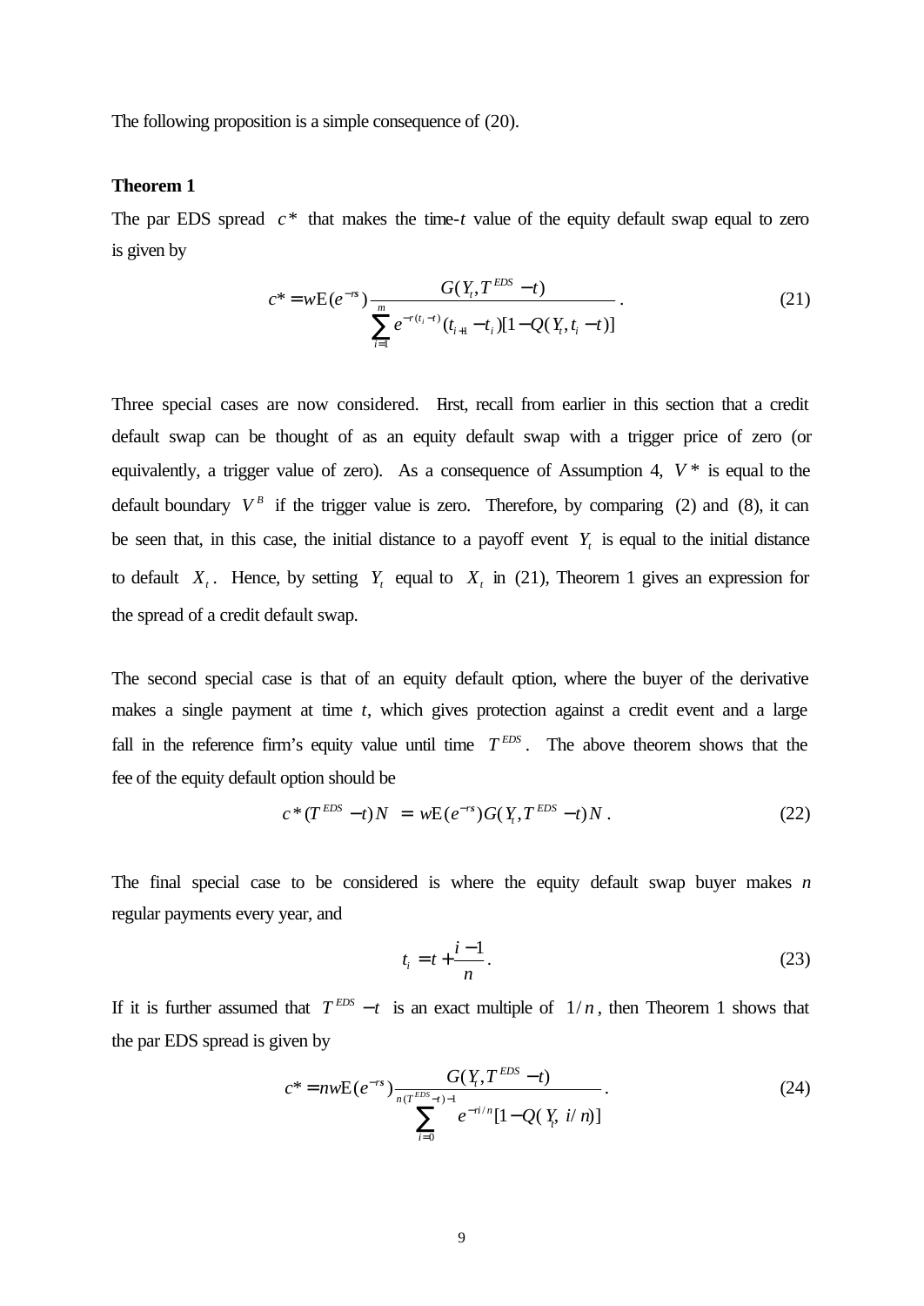The following proposition is a simple consequence of (20).

**Theorem 1**

The par EDS spread $c^*$ that makes the time-$t$ value of the equity default swap equal to zero is given by

$$c^* = w\mathrm{E}(e^{-rs}) \frac{G(Y_t, T^{EDS} - t)}{\sum_{i=1}^{m} e^{-r(t_i - t)}(t_{i+1} - t_i)[1 - Q(Y_t, t_i - t)]}. \tag{21}$$

Three special cases are now considered. First, recall from earlier in this section that a credit default swap can be thought of as an equity default swap with a trigger price of zero (or equivalently, a trigger value of zero). As a consequence of Assumption 4, $V^*$ is equal to the default boundary $V^B$ if the trigger value is zero. Therefore, by comparing (2) and (8), it can be seen that, in this case, the initial distance to a payoff event $Y_t$ is equal to the initial distance to default $X_t$. Hence, by setting $Y_t$ equal to $X_t$ in (21), Theorem 1 gives an expression for the spread of a credit default swap.

The second special case is that of an equity default option, where the buyer of the derivative makes a single payment at time $t$, which gives protection against a credit event and a large fall in the reference firm's equity value until time $T^{EDS}$. The above theorem shows that the fee of the equity default option should be

$$c^*(T^{EDS} - t)N = w\mathrm{E}(e^{-rs})G(Y_t, T^{EDS} - t)N. \tag{22}$$

The final special case to be considered is where the equity default swap buyer makes $n$ regular payments every year, and

$$t_i = t + \frac{i-1}{n}. \tag{23}$$

If it is further assumed that $T^{EDS} - t$ is an exact multiple of $1/n$, then Theorem 1 shows that the par EDS spread is given by

$$c^* = nw\mathrm{E}(e^{-rs}) \frac{G(Y_t, T^{EDS} - t)}{\sum_{i=0}^{n(T^{EDS} - t) - 1} e^{-ri/n}[1 - Q(Y_t, i/n)]}. \tag{24}$$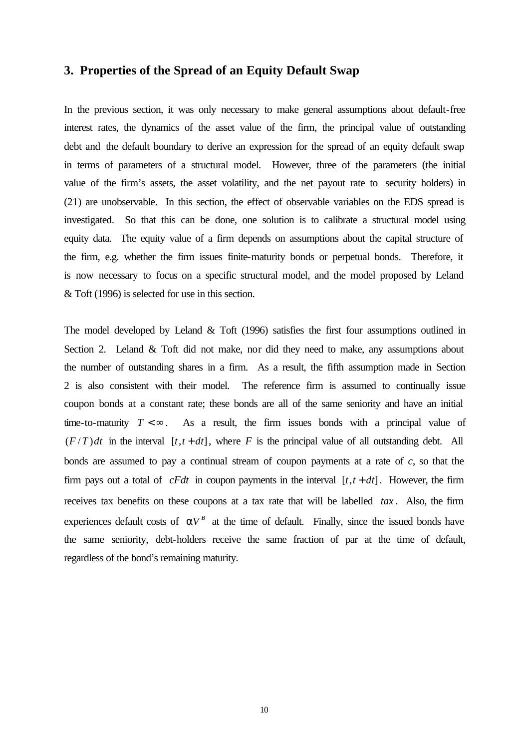## 3. Properties of the Spread of an Equity Default Swap

In the previous section, it was only necessary to make general assumptions about default-free interest rates, the dynamics of the asset value of the firm, the principal value of outstanding debt and the default boundary to derive an expression for the spread of an equity default swap in terms of parameters of a structural model. However, three of the parameters (the initial value of the firm's assets, the asset volatility, and the net payout rate to security holders) in (21) are unobservable. In this section, the effect of observable variables on the EDS spread is investigated. So that this can be done, one solution is to calibrate a structural model using equity data. The equity value of a firm depends on assumptions about the capital structure of the firm, e.g. whether the firm issues finite-maturity bonds or perpetual bonds. Therefore, it is now necessary to focus on a specific structural model, and the model proposed by Leland & Toft (1996) is selected for use in this section.

The model developed by Leland & Toft (1996) satisfies the first four assumptions outlined in Section 2. Leland & Toft did not make, nor did they need to make, any assumptions about the number of outstanding shares in a firm. As a result, the fifth assumption made in Section 2 is also consistent with their model. The reference firm is assumed to continually issue coupon bonds at a constant rate; these bonds are all of the same seniority and have an initial time-to-maturity $T < \infty$. As a result, the firm issues bonds with a principal value of $(F/T)dt$ in the interval $[t, t+dt]$, where $F$ is the principal value of all outstanding debt. All bonds are assumed to pay a continual stream of coupon payments at a rate of $c$, so that the firm pays out a total of $cFdt$ in coupon payments in the interval $[t, t+dt]$. However, the firm receives tax benefits on these coupons at a tax rate that will be labelled $tax$. Also, the firm experiences default costs of $\alpha V^B$ at the time of default. Finally, since the issued bonds have the same seniority, debt-holders receive the same fraction of par at the time of default, regardless of the bond's remaining maturity.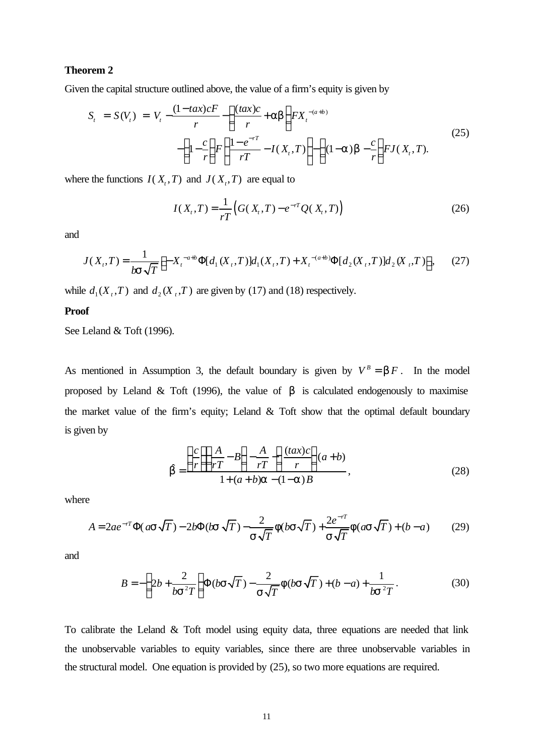**Theorem 2**

Given the capital structure outlined above, the value of a firm's equity is given by

$$
\begin{aligned}
S_t &= S(V_t) = V_t - \frac{(1-tax)cF}{r} - \left(\frac{(tax)c}{r} + \alpha\beta\right) F X_t^{-(a+b)} \\
&\quad - \left(1 - \frac{c}{r}\right) F \left(\frac{1-e^{-rT}}{rT} - I(X_t, T)\right) - \left((1-\alpha)\beta - \frac{c}{r}\right) F J(X_t, T).
\end{aligned}
\tag{25}
$$

where the functions $I(X_t, T)$ and $J(X_t, T)$ are equal to

$$
I(X_t, T) = \frac{1}{rT}\left(G(X_t, T) - e^{-rT} Q(X_t, T)\right) \tag{26}
$$

and

$$
J(X_t, T) = \frac{1}{b\sigma\sqrt{T}}\left(-X_t^{-a+b}\Phi[d_1(X_t, T)]d_1(X_t, T) + X_t^{-(a+b)}\Phi[d_2(X_t, T)]d_2(X_t, T)\right), \tag{27}
$$

while $d_1(X_t, T)$ and $d_2(X_t, T)$ are given by (17) and (18) respectively.

**Proof**

See Leland & Toft (1996).

As mentioned in Assumption 3, the default boundary is given by $V^B = \beta F$. In the model proposed by Leland & Toft (1996), the value of $\beta$ is calculated endogenously to maximise the market value of the firm's equity; Leland & Toft show that the optimal default boundary is given by

$$
\hat{\beta} = \frac{\left(\frac{c}{r}\right)\left(\frac{A}{rT} - B\right) - \frac{A}{rT} - \left(\frac{(tax)c}{r}\right)(a+b)}{1 + (a+b)\alpha - (1-\alpha)B}, \tag{28}
$$

where

$$
A = 2ae^{-rT}\Phi(a\sigma\sqrt{T}) - 2b\Phi(b\sigma\sqrt{T}) - \frac{2}{\sigma\sqrt{T}}\phi(b\sigma\sqrt{T}) + \frac{2e^{-rT}}{\sigma\sqrt{T}}\phi(a\sigma\sqrt{T}) + (b-a) \tag{29}
$$

and

$$
B = -\left(2b + \frac{2}{b\sigma^2 T}\right)\Phi(b\sigma\sqrt{T}) - \frac{2}{\sigma\sqrt{T}}\phi(b\sigma\sqrt{T}) + (b-a) + \frac{1}{b\sigma^2 T}. \tag{30}
$$

To calibrate the Leland & Toft model using equity data, three equations are needed that link the unobservable variables to equity variables, since there are three unobservable variables in the structural model. One equation is provided by (25), so two more equations are required.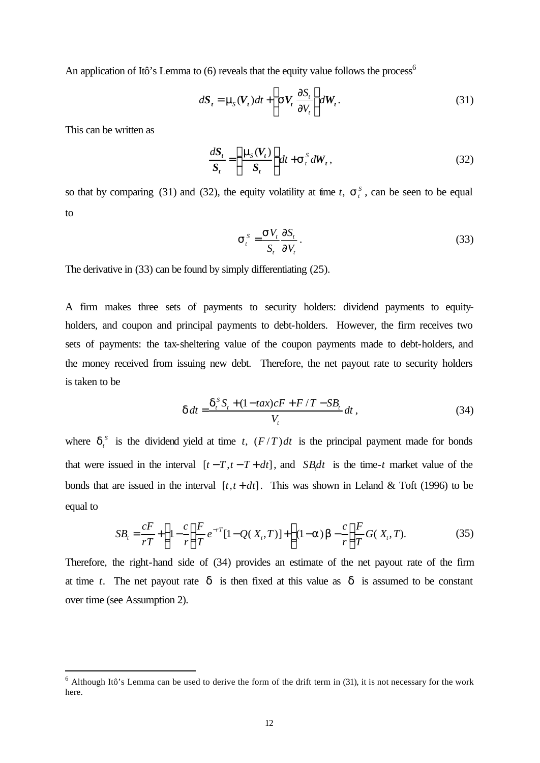An application of Itô's Lemma to (6) reveals that the equity value follows the process[6]

$$d\boldsymbol{S}_t = \mu_S(\boldsymbol{V}_t)dt + \left(\sigma \boldsymbol{V}_t \frac{\partial S_t}{\partial V_t}\right)d\boldsymbol{W}_t. \tag{31}$$

This can be written as

$$\frac{d\boldsymbol{S}_t}{\boldsymbol{S}_t} = \left(\frac{\mu_S(\boldsymbol{V}_t)}{\boldsymbol{S}_t}\right)dt + \sigma_t^S d\boldsymbol{W}_t, \tag{32}$$

so that by comparing (31) and (32), the equity volatility at time $t$, $\sigma_t^S$, can be seen to be equal to

$$\sigma_t^S = \frac{\sigma V_t}{S_t}\frac{\partial S_t}{\partial V_t}. \tag{33}$$

The derivative in (33) can be found by simply differentiating (25).

A firm makes three sets of payments to security holders: dividend payments to equity-holders, and coupon and principal payments to debt-holders. However, the firm receives two sets of payments: the tax-sheltering value of the coupon payments made to debt-holders, and the money received from issuing new debt. Therefore, the net payout rate to security holders is taken to be

$$\delta\, dt = \frac{\delta_t^S S_t + (1 - tax)cF + F/T - SB_t}{V_t}dt, \tag{34}$$

where $\delta_t^S$ is the dividend yield at time $t$, $(F/T)dt$ is the principal payment made for bonds that were issued in the interval $[t-T, t-T+dt]$, and $SB_t dt$ is the time-$t$ market value of the bonds that are issued in the interval $[t, t+dt]$. This was shown in Leland & Toft (1996) to be equal to

$$SB_t = \frac{cF}{rT} + \left(1 - \frac{c}{r}\right)\frac{F}{T}e^{-rT}[1 - Q(X_t, T)] + \left((1-\alpha)\beta - \frac{c}{r}\frac{F}{T}\right)G(X_t, T). \tag{35}$$

Therefore, the right-hand side of (34) provides an estimate of the net payout rate of the firm at time $t$. The net payout rate $\delta$ is then fixed at this value as $\delta$ is assumed to be constant over time (see Assumption 2).

---

[6] Although Itô's Lemma can be used to derive the form of the drift term in (31), it is not necessary for the work here.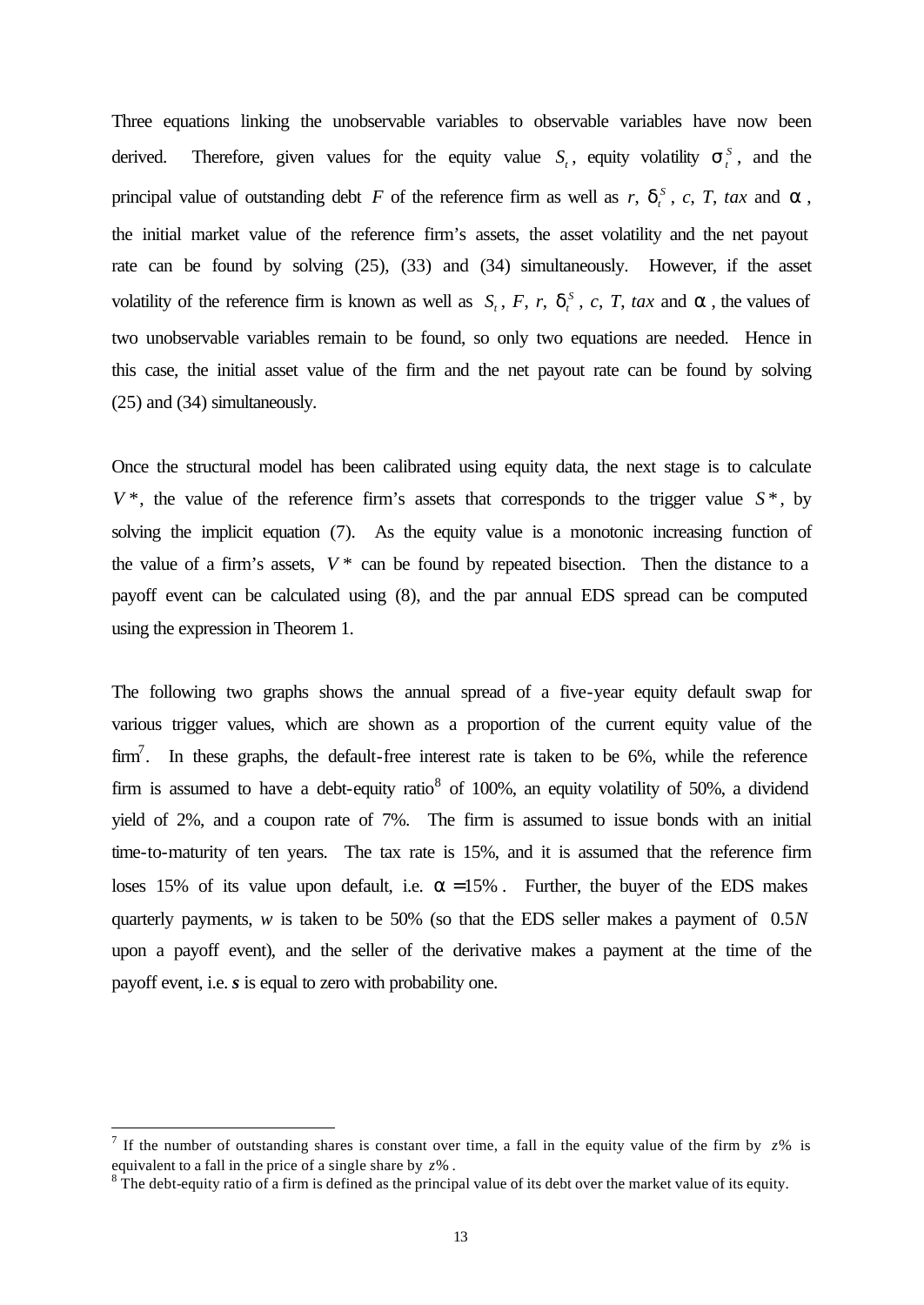Three equations linking the unobservable variables to observable variables have now been derived. Therefore, given values for the equity value $S_t$, equity volatility $\sigma_t^s$, and the principal value of outstanding debt $F$ of the reference firm as well as $r$, $\delta_t^S$, $c$, $T$, $tax$ and $\alpha$, the initial market value of the reference firm's assets, the asset volatility and the net payout rate can be found by solving (25), (33) and (34) simultaneously. However, if the asset volatility of the reference firm is known as well as $S_t$, $F$, $r$, $\delta_t^S$, $c$, $T$, $tax$ and $\alpha$, the values of two unobservable variables remain to be found, so only two equations are needed. Hence in this case, the initial asset value of the firm and the net payout rate can be found by solving (25) and (34) simultaneously.

Once the structural model has been calibrated using equity data, the next stage is to calculate $V^*$, the value of the reference firm's assets that corresponds to the trigger value $S^*$, by solving the implicit equation (7). As the equity value is a monotonic increasing function of the value of a firm's assets, $V^*$ can be found by repeated bisection. Then the distance to a payoff event can be calculated using (8), and the par annual EDS spread can be computed using the expression in Theorem 1.

The following two graphs shows the annual spread of a five-year equity default swap for various trigger values, which are shown as a proportion of the current equity value of the firm[7]. In these graphs, the default-free interest rate is taken to be 6%, while the reference firm is assumed to have a debt-equity ratio[8] of 100%, an equity volatility of 50%, a dividend yield of 2%, and a coupon rate of 7%. The firm is assumed to issue bonds with an initial time-to-maturity of ten years. The tax rate is 15%, and it is assumed that the reference firm loses 15% of its value upon default, i.e. $\alpha = 15\%$. Further, the buyer of the EDS makes quarterly payments, $w$ is taken to be 50% (so that the EDS seller makes a payment of $0.5N$ upon a payoff event), and the seller of the derivative makes a payment at the time of the payoff event, i.e. $s$ is equal to zero with probability one.

[7] If the number of outstanding shares is constant over time, a fall in the equity value of the firm by $z\%$ is equivalent to a fall in the price of a single share by $z\%$.

[8] The debt-equity ratio of a firm is defined as the principal value of its debt over the market value of its equity.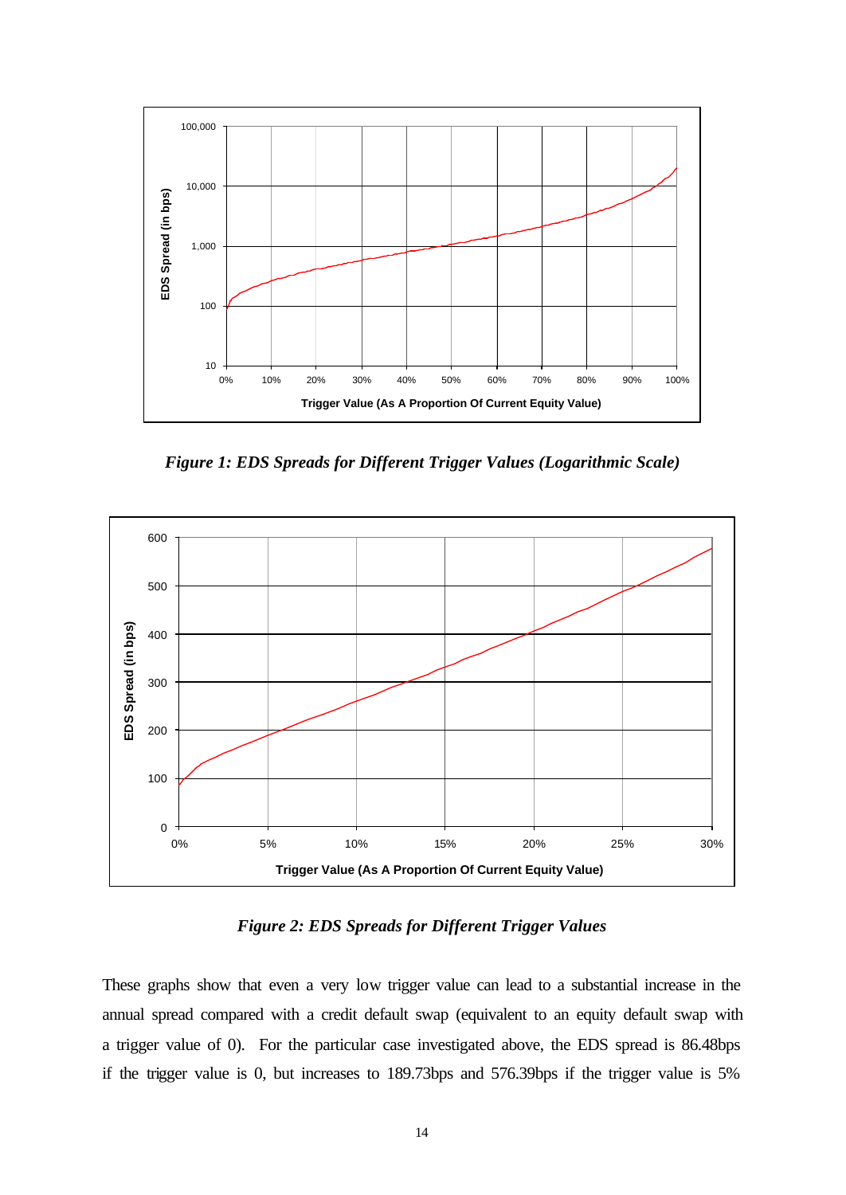*Figure 1: EDS Spreads for Different Trigger Values (Logarithmic Scale)*

*Figure 2: EDS Spreads for Different Trigger Values*

These graphs show that even a very low trigger value can lead to a substantial increase in the annual spread compared with a credit default swap (equivalent to an equity default swap with a trigger value of 0). For the particular case investigated above, the EDS spread is 86.48bps if the trigger value is 0, but increases to 189.73bps and 576.39bps if the trigger value is 5%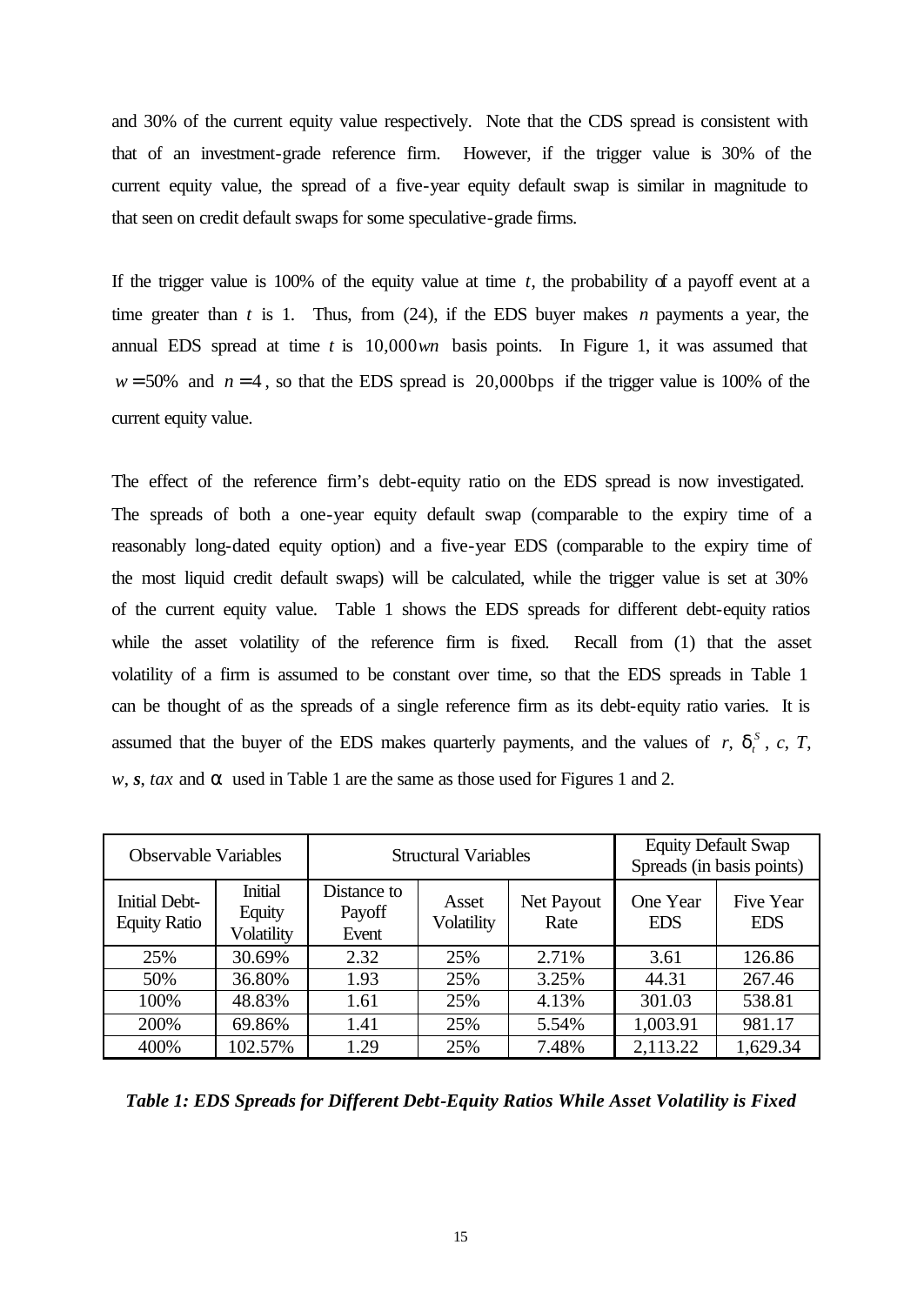and 30% of the current equity value respectively. Note that the CDS spread is consistent with that of an investment-grade reference firm. However, if the trigger value is 30% of the current equity value, the spread of a five-year equity default swap is similar in magnitude to that seen on credit default swaps for some speculative-grade firms.

If the trigger value is 100% of the equity value at time $t$, the probability of a payoff event at a time greater than $t$ is 1. Thus, from (24), if the EDS buyer makes $n$ payments a year, the annual EDS spread at time $t$ is $10{,}000wn$ basis points. In Figure 1, it was assumed that $w = 50\%$ and $n = 4$, so that the EDS spread is $20{,}000\text{bps}$ if the trigger value is 100% of the current equity value.

The effect of the reference firm's debt-equity ratio on the EDS spread is now investigated. The spreads of both a one-year equity default swap (comparable to the expiry time of a reasonably long-dated equity option) and a five-year EDS (comparable to the expiry time of the most liquid credit default swaps) will be calculated, while the trigger value is set at 30% of the current equity value. Table 1 shows the EDS spreads for different debt-equity ratios while the asset volatility of the reference firm is fixed. Recall from (1) that the asset volatility of a firm is assumed to be constant over time, so that the EDS spreads in Table 1 can be thought of as the spreads of a single reference firm as its debt-equity ratio varies. It is assumed that the buyer of the EDS makes quarterly payments, and the values of $r$, $\delta_t^S$, $c$, $T$, $w$, $\mathbf{s}$, $tax$ and $\alpha$ used in Table 1 are the same as those used for Figures 1 and 2.

| Observable Variables | | Structural Variables | | | Equity Default Swap Spreads (in basis points) | |
|---|---|---|---|---|---|---|
| Initial Debt-Equity Ratio | Initial Equity Volatility | Distance to Payoff Event | Asset Volatility | Net Payout Rate | One Year EDS | Five Year EDS |
| 25% | 30.69% | 2.32 | 25% | 2.71% | 3.61 | 126.86 |
| 50% | 36.80% | 1.93 | 25% | 3.25% | 44.31 | 267.46 |
| 100% | 48.83% | 1.61 | 25% | 4.13% | 301.03 | 538.81 |
| 200% | 69.86% | 1.41 | 25% | 5.54% | 1,003.91 | 981.17 |
| 400% | 102.57% | 1.29 | 25% | 7.48% | 2,113.22 | 1,629.34 |

***Table 1: EDS Spreads for Different Debt-Equity Ratios While Asset Volatility is Fixed***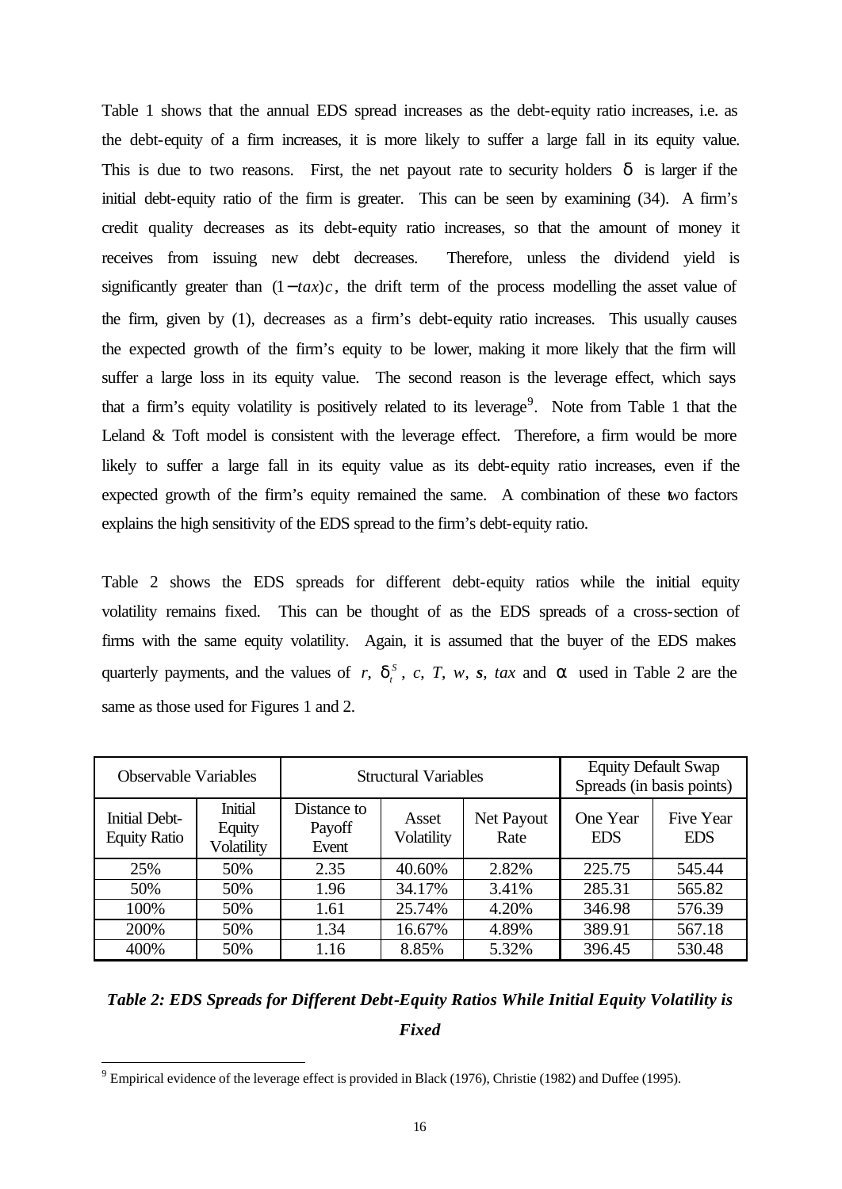Table 1 shows that the annual EDS spread increases as the debt-equity ratio increases, i.e. as the debt-equity of a firm increases, it is more likely to suffer a large fall in its equity value. This is due to two reasons. First, the net payout rate to security holders $\delta$ is larger if the initial debt-equity ratio of the firm is greater. This can be seen by examining (34). A firm's credit quality decreases as its debt-equity ratio increases, so that the amount of money it receives from issuing new debt decreases. Therefore, unless the dividend yield is significantly greater than $(1-tax)c$, the drift term of the process modelling the asset value of the firm, given by (1), decreases as a firm's debt-equity ratio increases. This usually causes the expected growth of the firm's equity to be lower, making it more likely that the firm will suffer a large loss in its equity value. The second reason is the leverage effect, which says that a firm's equity volatility is positively related to its leverage[9]. Note from Table 1 that the Leland & Toft model is consistent with the leverage effect. Therefore, a firm would be more likely to suffer a large fall in its equity value as its debt-equity ratio increases, even if the expected growth of the firm's equity remained the same. A combination of these two factors explains the high sensitivity of the EDS spread to the firm's debt-equity ratio.

Table 2 shows the EDS spreads for different debt-equity ratios while the initial equity volatility remains fixed. This can be thought of as the EDS spreads of a cross-section of firms with the same equity volatility. Again, it is assumed that the buyer of the EDS makes quarterly payments, and the values of $r$, $\delta_t^s$, $c$, $T$, $w$, $\boldsymbol{s}$, $tax$ and $\alpha$ used in Table 2 are the same as those used for Figures 1 and 2.

| Observable Variables | | Structural Variables | | | Equity Default Swap Spreads (in basis points) | |
|---|---|---|---|---|---|---|
| Initial Debt-Equity Ratio | Initial Equity Volatility | Distance to Payoff Event | Asset Volatility | Net Payout Rate | One Year EDS | Five Year EDS |
| 25% | 50% | 2.35 | 40.60% | 2.82% | 225.75 | 545.44 |
| 50% | 50% | 1.96 | 34.17% | 3.41% | 285.31 | 565.82 |
| 100% | 50% | 1.61 | 25.74% | 4.20% | 346.98 | 576.39 |
| 200% | 50% | 1.34 | 16.67% | 4.89% | 389.91 | 567.18 |
| 400% | 50% | 1.16 | 8.85% | 5.32% | 396.45 | 530.48 |

***Table 2: EDS Spreads for Different Debt-Equity Ratios While Initial Equity Volatility is Fixed***

[9] Empirical evidence of the leverage effect is provided in Black (1976), Christie (1982) and Duffee (1995).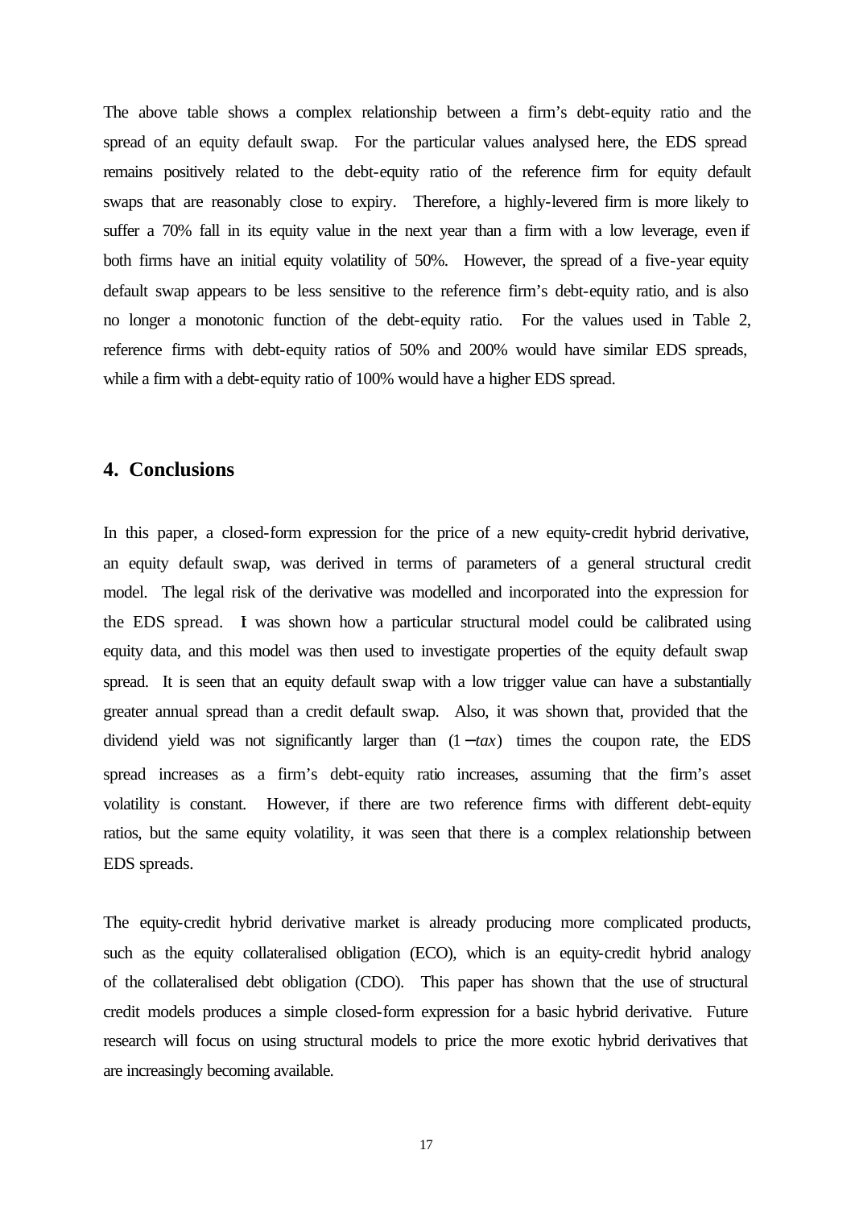The above table shows a complex relationship between a firm's debt-equity ratio and the spread of an equity default swap. For the particular values analysed here, the EDS spread remains positively related to the debt-equity ratio of the reference firm for equity default swaps that are reasonably close to expiry. Therefore, a highly-levered firm is more likely to suffer a 70% fall in its equity value in the next year than a firm with a low leverage, even if both firms have an initial equity volatility of 50%. However, the spread of a five-year equity default swap appears to be less sensitive to the reference firm's debt-equity ratio, and is also no longer a monotonic function of the debt-equity ratio. For the values used in Table 2, reference firms with debt-equity ratios of 50% and 200% would have similar EDS spreads, while a firm with a debt-equity ratio of 100% would have a higher EDS spread.

## 4. Conclusions

In this paper, a closed-form expression for the price of a new equity-credit hybrid derivative, an equity default swap, was derived in terms of parameters of a general structural credit model. The legal risk of the derivative was modelled and incorporated into the expression for the EDS spread. It was shown how a particular structural model could be calibrated using equity data, and this model was then used to investigate properties of the equity default swap spread. It is seen that an equity default swap with a low trigger value can have a substantially greater annual spread than a credit default swap. Also, it was shown that, provided that the dividend yield was not significantly larger than $(1-tax)$ times the coupon rate, the EDS spread increases as a firm's debt-equity ratio increases, assuming that the firm's asset volatility is constant. However, if there are two reference firms with different debt-equity ratios, but the same equity volatility, it was seen that there is a complex relationship between EDS spreads.

The equity-credit hybrid derivative market is already producing more complicated products, such as the equity collateralised obligation (ECO), which is an equity-credit hybrid analogy of the collateralised debt obligation (CDO). This paper has shown that the use of structural credit models produces a simple closed-form expression for a basic hybrid derivative. Future research will focus on using structural models to price the more exotic hybrid derivatives that are increasingly becoming available.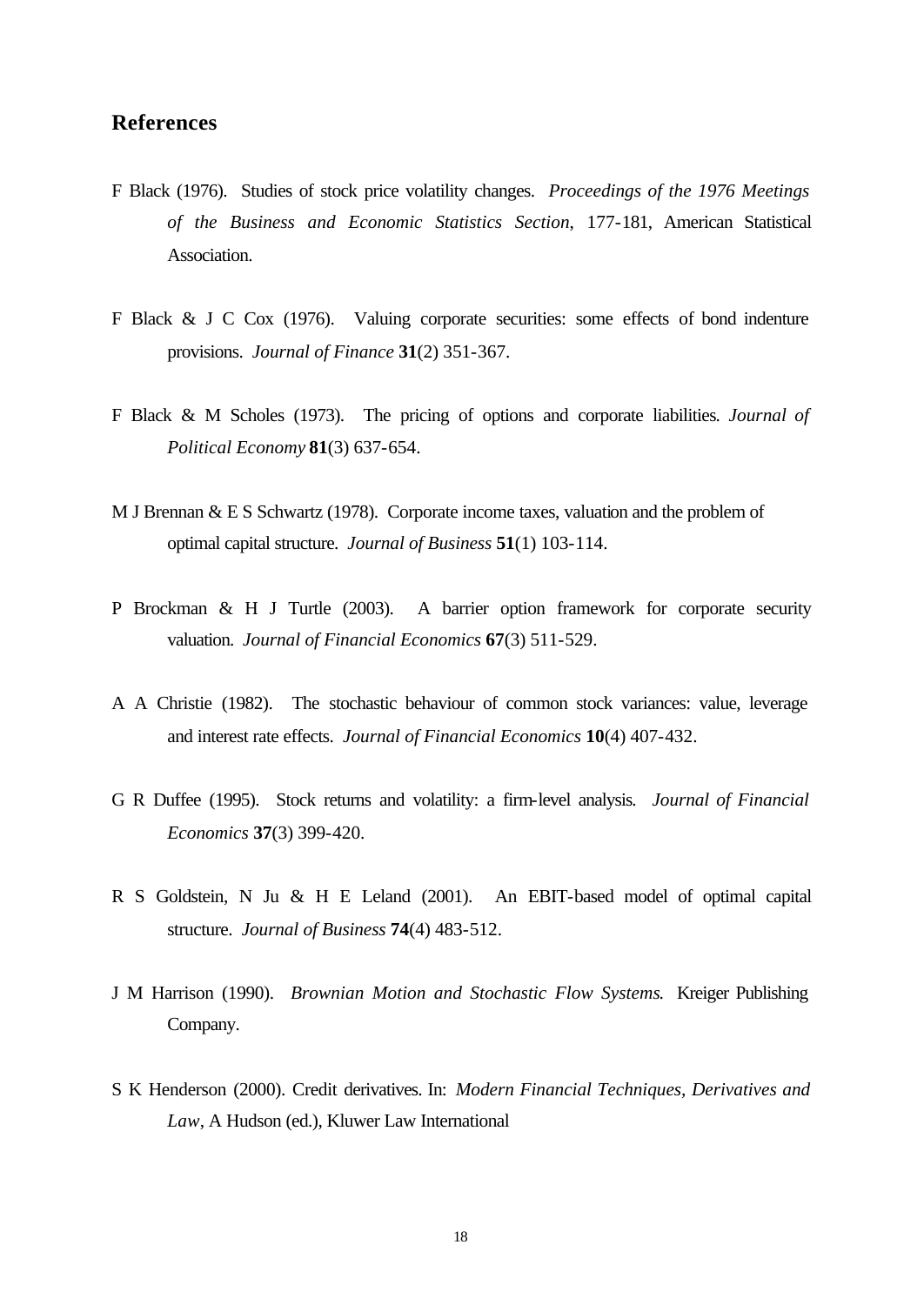## References

F Black (1976). Studies of stock price volatility changes. *Proceedings of the 1976 Meetings of the Business and Economic Statistics Section*, 177-181, American Statistical Association.

F Black & J C Cox (1976). Valuing corporate securities: some effects of bond indenture provisions. *Journal of Finance* **31**(2) 351-367.

F Black & M Scholes (1973). The pricing of options and corporate liabilities. *Journal of Political Economy* **81**(3) 637-654.

M J Brennan & E S Schwartz (1978). Corporate income taxes, valuation and the problem of optimal capital structure. *Journal of Business* **51**(1) 103-114.

P Brockman & H J Turtle (2003). A barrier option framework for corporate security valuation. *Journal of Financial Economics* **67**(3) 511-529.

A A Christie (1982). The stochastic behaviour of common stock variances: value, leverage and interest rate effects. *Journal of Financial Economics* **10**(4) 407-432.

G R Duffee (1995). Stock returns and volatility: a firm-level analysis. *Journal of Financial Economics* **37**(3) 399-420.

R S Goldstein, N Ju & H E Leland (2001). An EBIT-based model of optimal capital structure. *Journal of Business* **74**(4) 483-512.

J M Harrison (1990). *Brownian Motion and Stochastic Flow Systems*. Kreiger Publishing Company.

S K Henderson (2000). Credit derivatives. In: *Modern Financial Techniques, Derivatives and Law*, A Hudson (ed.), Kluwer Law International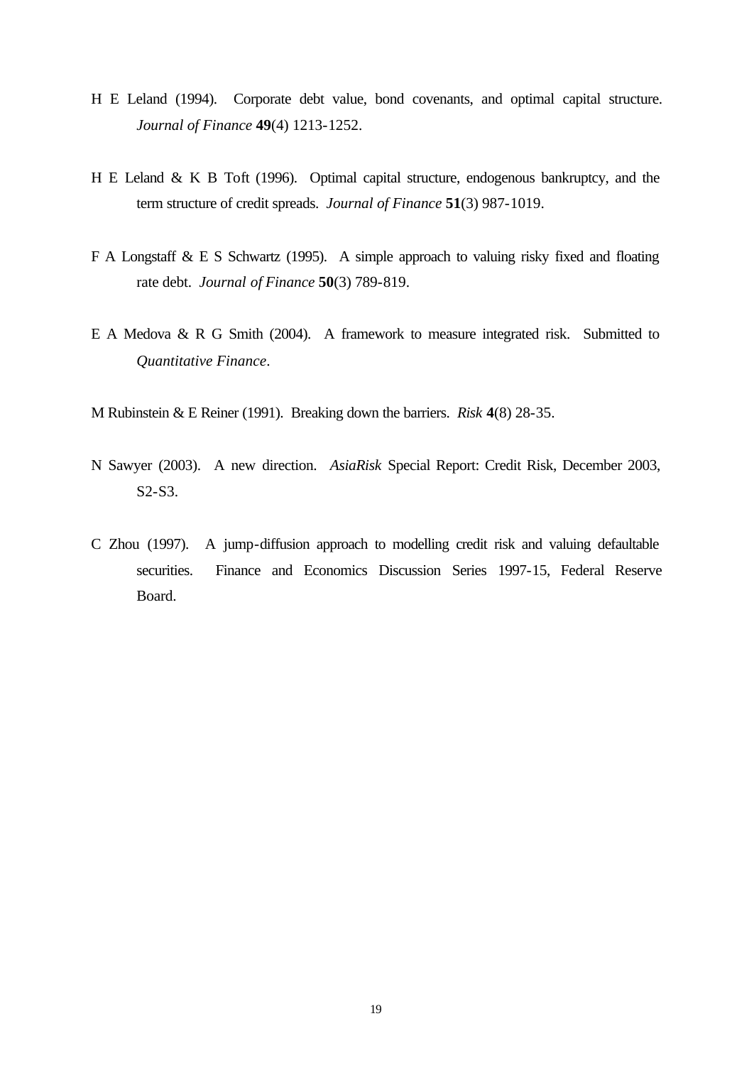H E Leland (1994). Corporate debt value, bond covenants, and optimal capital structure. *Journal of Finance* **49**(4) 1213-1252.

H E Leland & K B Toft (1996). Optimal capital structure, endogenous bankruptcy, and the term structure of credit spreads. *Journal of Finance* **51**(3) 987-1019.

F A Longstaff & E S Schwartz (1995). A simple approach to valuing risky fixed and floating rate debt. *Journal of Finance* **50**(3) 789-819.

E A Medova & R G Smith (2004). A framework to measure integrated risk. Submitted to *Quantitative Finance*.

M Rubinstein & E Reiner (1991). Breaking down the barriers. *Risk* **4**(8) 28-35.

N Sawyer (2003). A new direction. *AsiaRisk* Special Report: Credit Risk, December 2003, S2-S3.

C Zhou (1997). A jump-diffusion approach to modelling credit risk and valuing defaultable securities. Finance and Economics Discussion Series 1997-15, Federal Reserve Board.